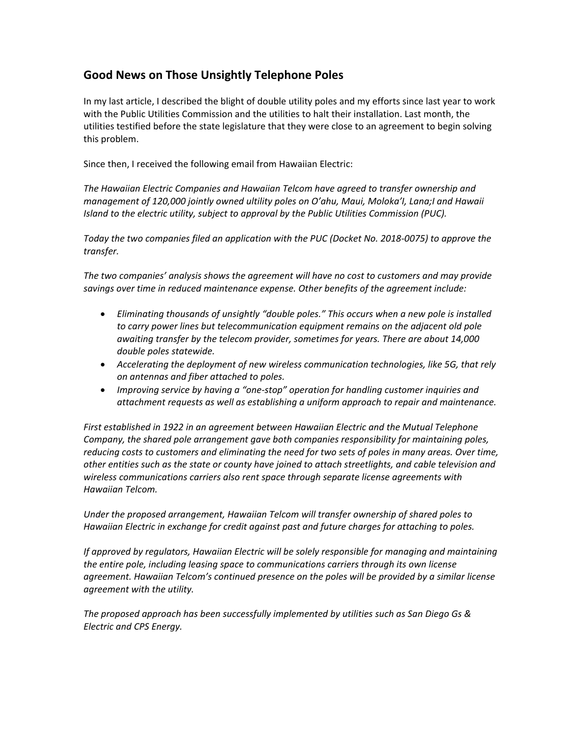## Good News on Those Unsightly Telephone Poles

In my last article, I described the blight of double utility poles and my efforts since last year to work with the Public Utilities Commission and the utilities to halt their installation. Last month, the utilities testified before the state legislature that they were close to an agreement to begin solving this problem.

Since then, I received the following email from Hawaiian Electric:

*The Hawaiian Electric Companies and Hawaiian Telcom have agreed to transfer ownership and management of 120,000 jointly owned ultility poles on O'ahu, Maui, Moloka'I, Lana;I and Hawaii Island to the electric utility, subject to approval by the Public Utilities Commission (PUC).*

*Today the two companies filed an application with the PUC (Docket No. 2018-0075) to approve the transfer.*

*The two companies' analysis shows the agreement will have no cost to customers and may provide savings over time in reduced maintenance expense. Other benefits of the agreement include:*

- *Eliminating thousands of unsightly "double poles." This occurs when a new pole is installed to carry power lines but telecommunication equipment remains on the adjacent old pole awaiting transfer by the telecom provider, sometimes for years. There are about 14,000 double poles statewide.*
- *Accelerating the deployment of new wireless communication technologies, like 5G, that rely on antennas and fiber attached to poles.*
- *Improving service by having a "one-stop" operation for handling customer inquiries and attachment requests as well as establishing a uniform approach to repair and maintenance.*

*First established in 1922 in an agreement between Hawaiian Electric and the Mutual Telephone Company, the shared pole arrangement gave both companies responsibility for maintaining poles, reducing costs to customers and eliminating the need for two sets of poles in many areas. Over time, other entities such as the state or county have joined to attach streetlights, and cable television and wireless communications carriers also rent space through separate license agreements with Hawaiian Telcom.*

*Under the proposed arrangement, Hawaiian Telcom will transfer ownership of shared poles to Hawaiian Electric in exchange for credit against past and future charges for attaching to poles.*

*If approved by regulators, Hawaiian Electric will be solely responsible for managing and maintaining the entire pole, including leasing space to communications carriers through its own license agreement. Hawaiian Telcom's continued presence on the poles will be provided by a similar license agreement with the utility.*

*The proposed approach has been successfully implemented by utilities such as San Diego Gs & Electric and CPS Energy.*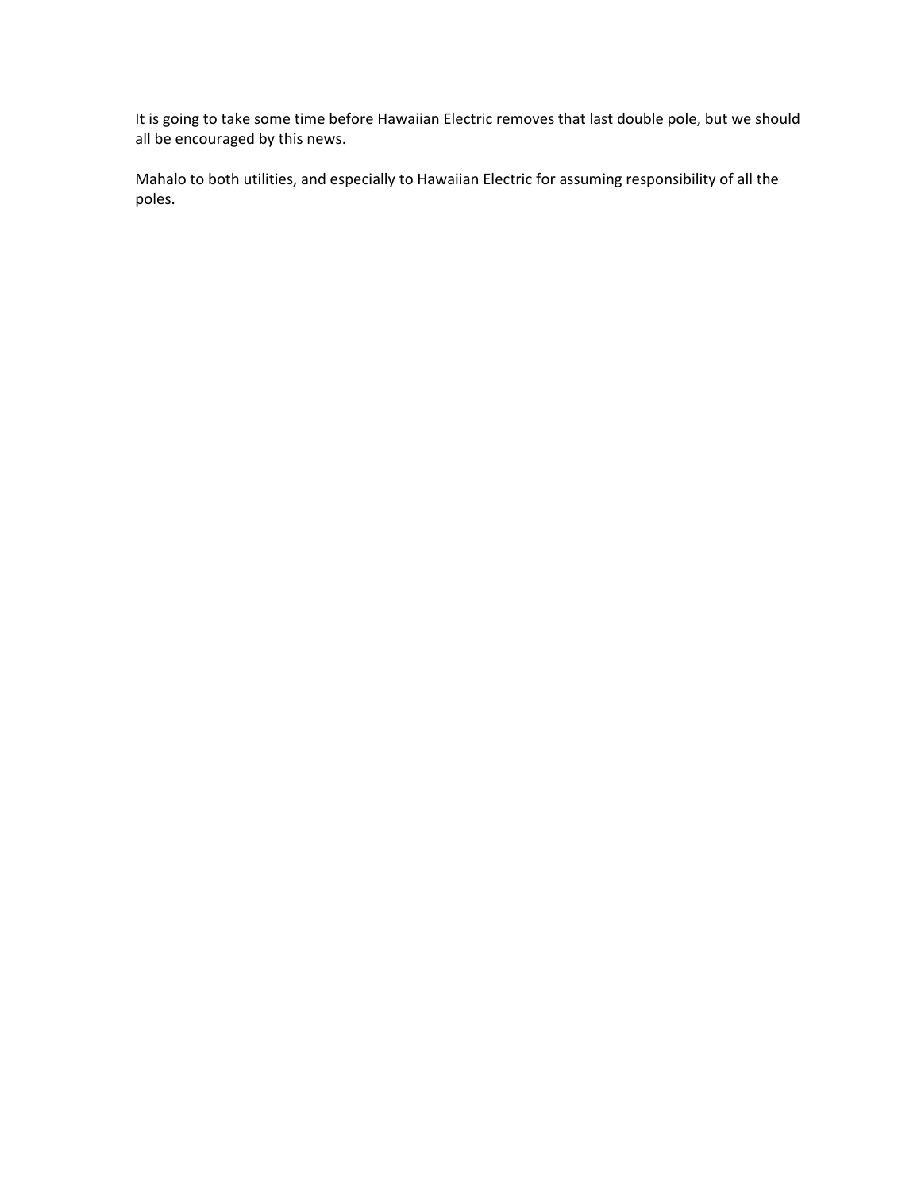It is going to take some time before Hawaiian Electric removes that last double pole, but we should all be encouraged by this news.

Mahalo to both utilities, and especially to Hawaiian Electric for assuming responsibility of all the poles.